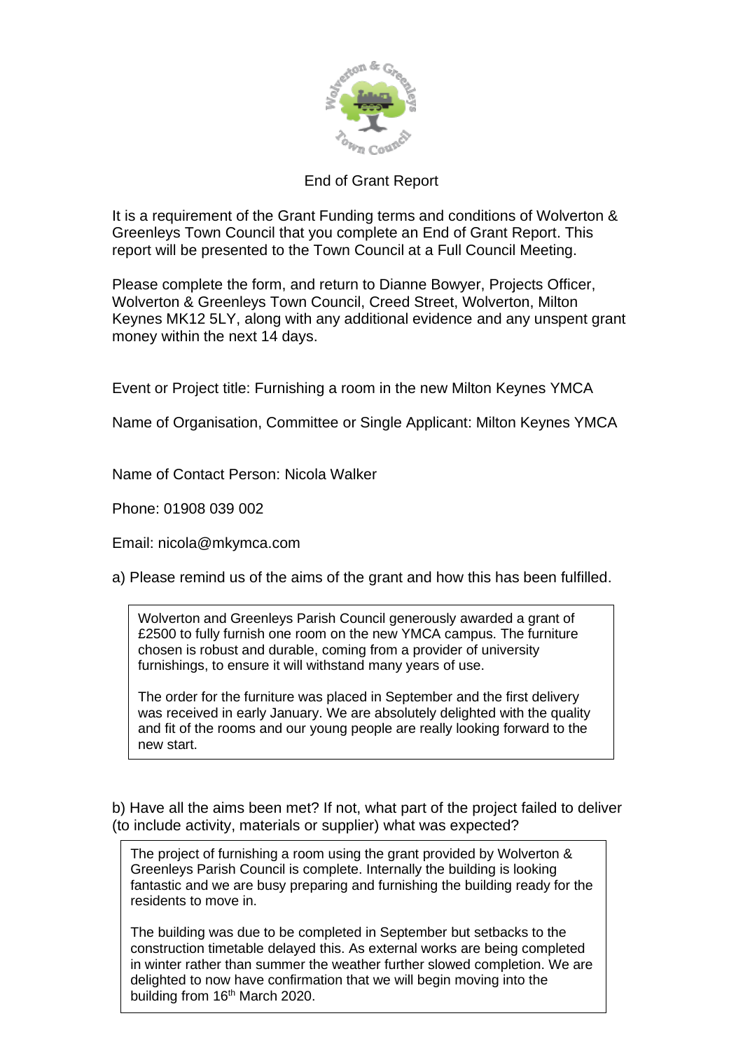# End of Grant Report

It is a requirement of the Grant Funding terms and conditions of Wolverton & Greenleys Town Council that you complete an End of Grant Report. This report will be presented to the Town Council at a Full Council Meeting.

Please complete the form, and return to Dianne Bowyer, Projects Officer, Wolverton & Greenleys Town Council, Creed Street, Wolverton, Milton Keynes MK12 5LY, along with any additional evidence and any unspent grant money within the next 14 days.

Event or Project title: Furnishing a room in the new Milton Keynes YMCA

Name of Organisation, Committee or Single Applicant: Milton Keynes YMCA

Name of Contact Person: Nicola Walker

Phone: 01908 039 002

Email: nicola@mkymca.com

a) Please remind us of the aims of the grant and how this has been fulfilled.

Wolverton and Greenleys Parish Council generously awarded a grant of £2500 to fully furnish one room on the new YMCA campus. The furniture chosen is robust and durable, coming from a provider of university furnishings, to ensure it will withstand many years of use.

The order for the furniture was placed in September and the first delivery was received in early January. We are absolutely delighted with the quality and fit of the rooms and our young people are really looking forward to the new start.

b) Have all the aims been met? If not, what part of the project failed to deliver (to include activity, materials or supplier) what was expected?

The project of furnishing a room using the grant provided by Wolverton & Greenleys Parish Council is complete. Internally the building is looking fantastic and we are busy preparing and furnishing the building ready for the residents to move in.

The building was due to be completed in September but setbacks to the construction timetable delayed this. As external works are being completed in winter rather than summer the weather further slowed completion. We are delighted to now have confirmation that we will begin moving into the building from 16th March 2020.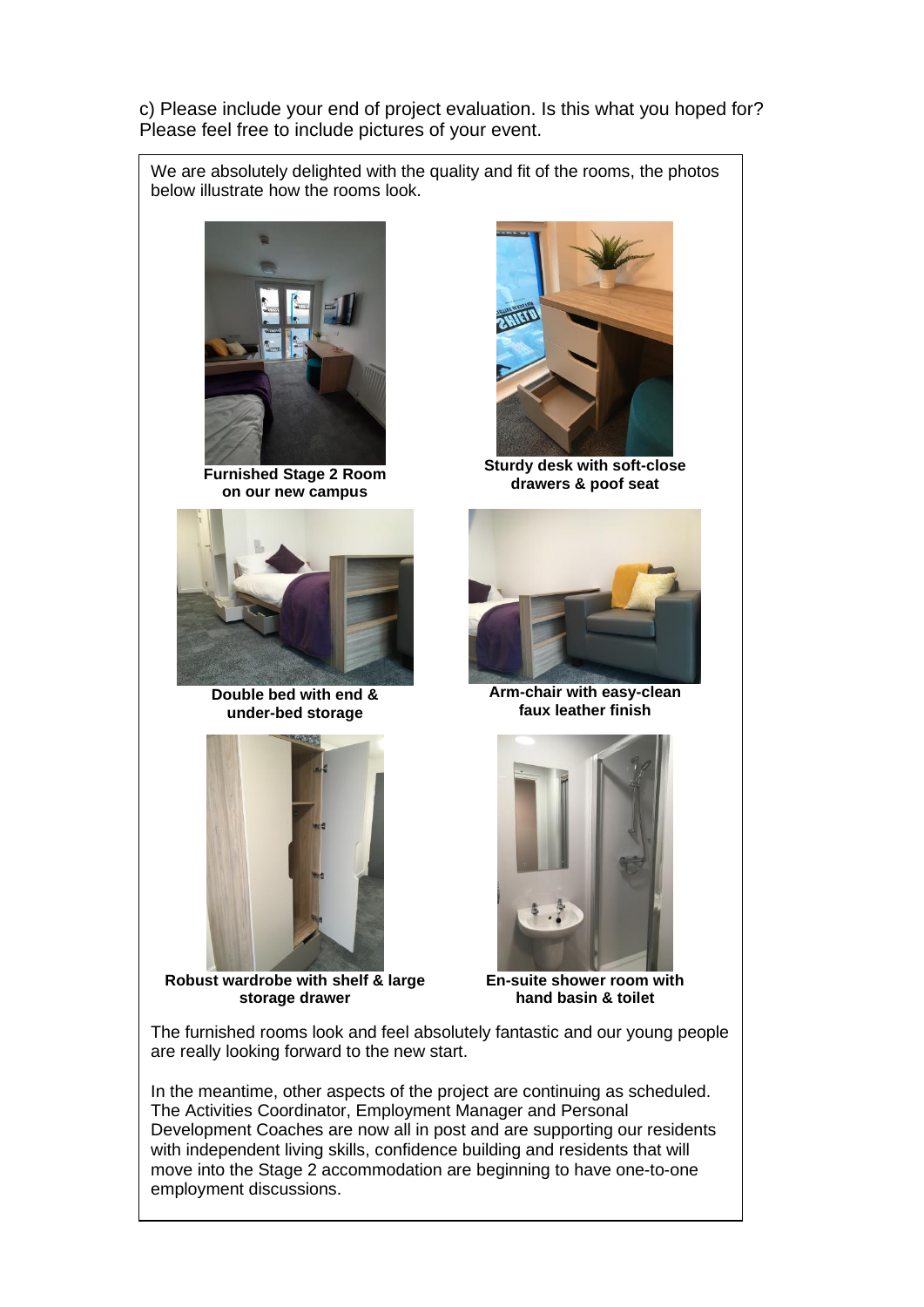c) Please include your end of project evaluation. Is this what you hoped for? Please feel free to include pictures of your event.

We are absolutely delighted with the quality and fit of the rooms, the photos below illustrate how the rooms look.

**Furnished Stage 2 Room on our new campus**

**Sturdy desk with soft-close drawers & poof seat**

**Double bed with end & under-bed storage**

**Arm-chair with easy-clean faux leather finish**

**Robust wardrobe with shelf & large storage drawer**

**En-suite shower room with hand basin & toilet**

The furnished rooms look and feel absolutely fantastic and our young people are really looking forward to the new start.

In the meantime, other aspects of the project are continuing as scheduled. The Activities Coordinator, Employment Manager and Personal Development Coaches are now all in post and are supporting our residents with independent living skills, confidence building and residents that will move into the Stage 2 accommodation are beginning to have one-to-one employment discussions.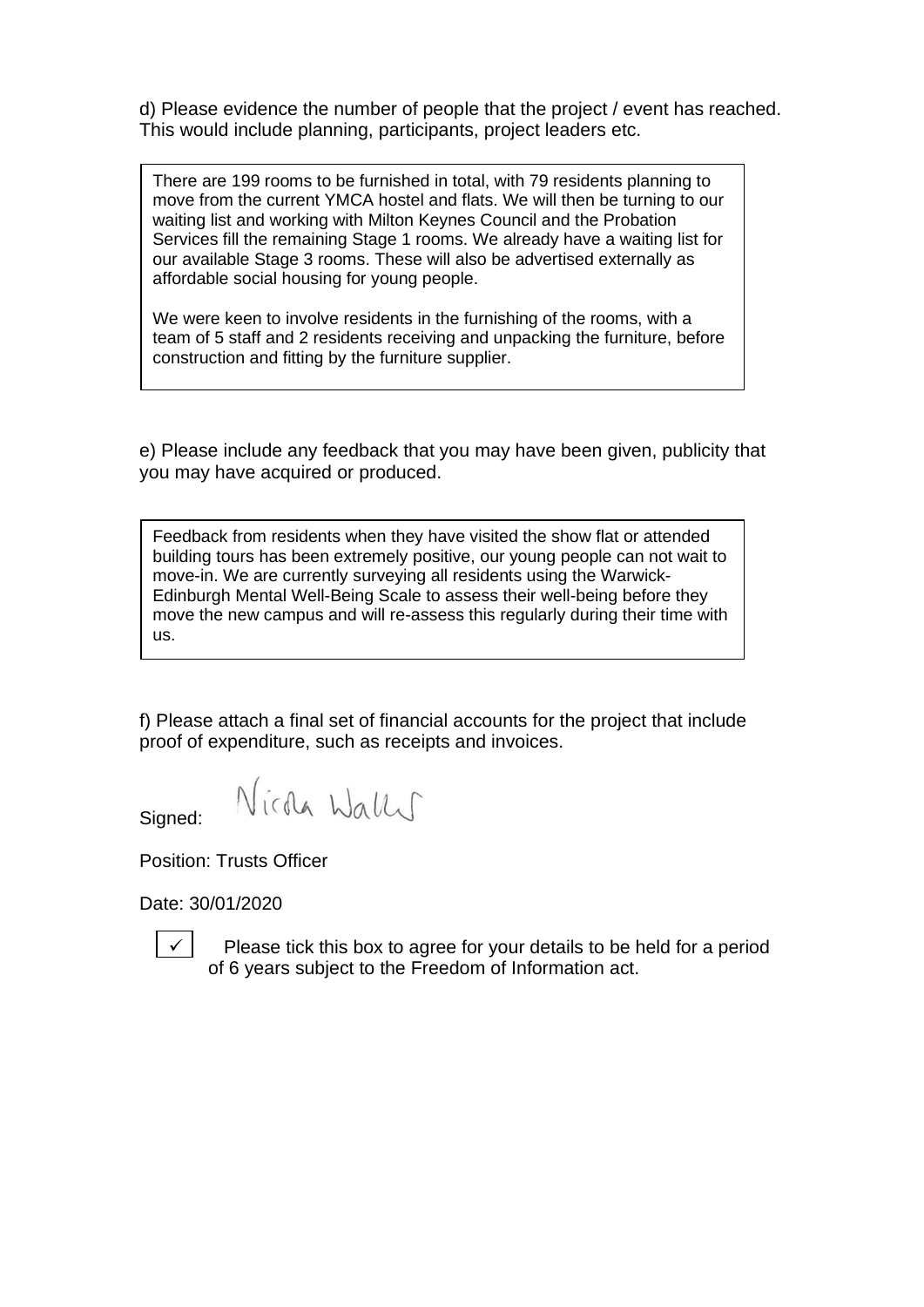d) Please evidence the number of people that the project / event has reached. This would include planning, participants, project leaders etc.

> There are 199 rooms to be furnished in total, with 79 residents planning to move from the current YMCA hostel and flats. We will then be turning to our waiting list and working with Milton Keynes Council and the Probation Services fill the remaining Stage 1 rooms. We already have a waiting list for our available Stage 3 rooms. These will also be advertised externally as affordable social housing for young people.
>
> We were keen to involve residents in the furnishing of the rooms, with a team of 5 staff and 2 residents receiving and unpacking the furniture, before construction and fitting by the furniture supplier.

e) Please include any feedback that you may have been given, publicity that you may have acquired or produced.

> Feedback from residents when they have visited the show flat or attended building tours has been extremely positive, our young people can not wait to move-in. We are currently surveying all residents using the Warwick-Edinburgh Mental Well-Being Scale to assess their well-being before they move the new campus and will re-assess this regularly during their time with us.

f) Please attach a final set of financial accounts for the project that include proof of expenditure, such as receipts and invoices.

Signed: Nicola Walls

Position: Trusts Officer

Date: 30/01/2020

☑ Please tick this box to agree for your details to be held for a period of 6 years subject to the Freedom of Information act.